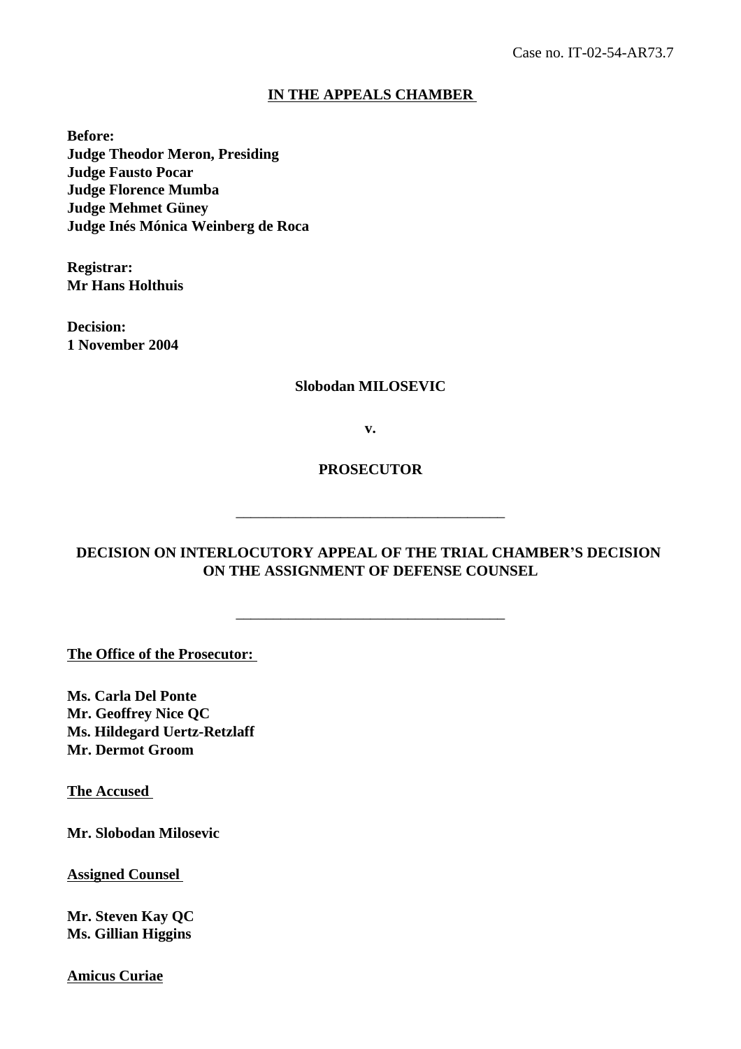Case no. IT-02-54-AR73.7

**IN THE APPEALS CHAMBER**

**Before:**
**Judge Theodor Meron, Presiding**
**Judge Fausto Pocar**
**Judge Florence Mumba**
**Judge Mehmet Güney**
**Judge Inés Mónica Weinberg de Roca**

**Registrar:**
**Mr Hans Holthuis**

**Decision:**
**1 November 2004**

**Slobodan MILOSEVIC**

**v.**

**PROSECUTOR**

---

**DECISION ON INTERLOCUTORY APPEAL OF THE TRIAL CHAMBER'S DECISION ON THE ASSIGNMENT OF DEFENSE COUNSEL**

---

**The Office of the Prosecutor:**

**Ms. Carla Del Ponte**
**Mr. Geoffrey Nice QC**
**Ms. Hildegard Uertz-Retzlaff**
**Mr. Dermot Groom**

**The Accused**

**Mr. Slobodan Milosevic**

**Assigned Counsel**

**Mr. Steven Kay QC**
**Ms. Gillian Higgins**

**Amicus Curiae**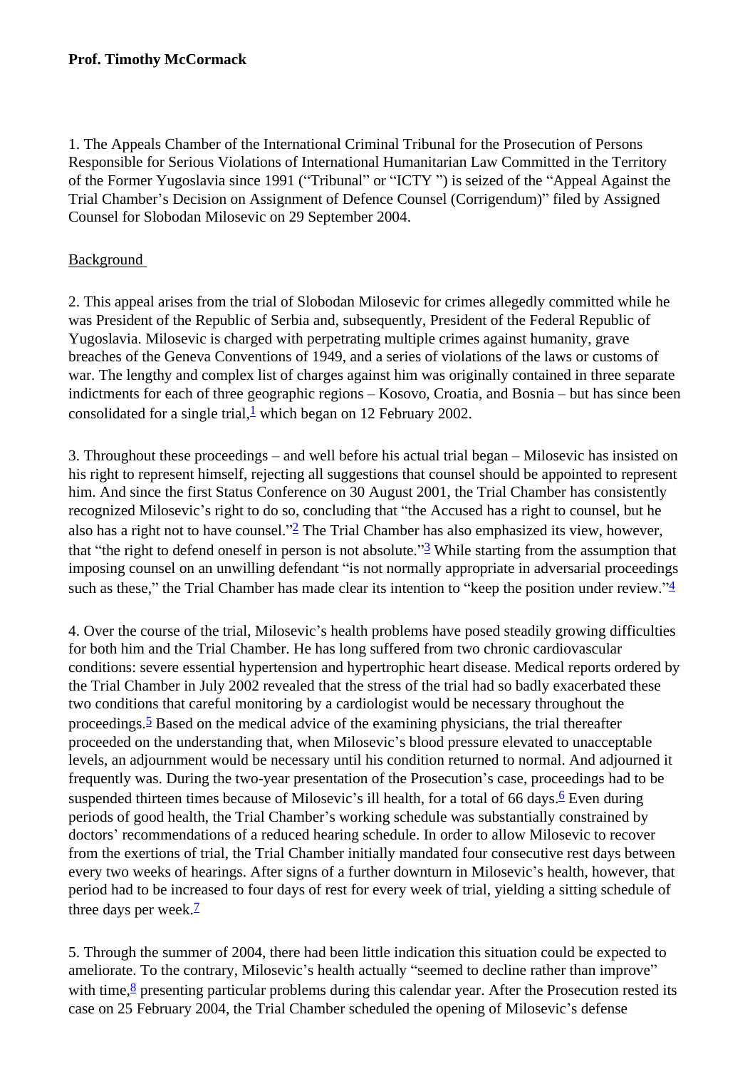**Prof. Timothy McCormack**

1. The Appeals Chamber of the International Criminal Tribunal for the Prosecution of Persons Responsible for Serious Violations of International Humanitarian Law Committed in the Territory of the Former Yugoslavia since 1991 ("Tribunal" or "ICTY ") is seized of the "Appeal Against the Trial Chamber's Decision on Assignment of Defence Counsel (Corrigendum)" filed by Assigned Counsel for Slobodan Milosevic on 29 September 2004.

Background

2. This appeal arises from the trial of Slobodan Milosevic for crimes allegedly committed while he was President of the Republic of Serbia and, subsequently, President of the Federal Republic of Yugoslavia. Milosevic is charged with perpetrating multiple crimes against humanity, grave breaches of the Geneva Conventions of 1949, and a series of violations of the laws or customs of war. The lengthy and complex list of charges against him was originally contained in three separate indictments for each of three geographic regions – Kosovo, Croatia, and Bosnia – but has since been consolidated for a single trial,[1] which began on 12 February 2002.

3. Throughout these proceedings – and well before his actual trial began – Milosevic has insisted on his right to represent himself, rejecting all suggestions that counsel should be appointed to represent him. And since the first Status Conference on 30 August 2001, the Trial Chamber has consistently recognized Milosevic's right to do so, concluding that "the Accused has a right to counsel, but he also has a right not to have counsel."[2] The Trial Chamber has also emphasized its view, however, that "the right to defend oneself in person is not absolute."[3] While starting from the assumption that imposing counsel on an unwilling defendant "is not normally appropriate in adversarial proceedings such as these," the Trial Chamber has made clear its intention to "keep the position under review."[4]

4. Over the course of the trial, Milosevic's health problems have posed steadily growing difficulties for both him and the Trial Chamber. He has long suffered from two chronic cardiovascular conditions: severe essential hypertension and hypertrophic heart disease. Medical reports ordered by the Trial Chamber in July 2002 revealed that the stress of the trial had so badly exacerbated these two conditions that careful monitoring by a cardiologist would be necessary throughout the proceedings.[5] Based on the medical advice of the examining physicians, the trial thereafter proceeded on the understanding that, when Milosevic's blood pressure elevated to unacceptable levels, an adjournment would be necessary until his condition returned to normal. And adjourned it frequently was. During the two-year presentation of the Prosecution's case, proceedings had to be suspended thirteen times because of Milosevic's ill health, for a total of 66 days.[6] Even during periods of good health, the Trial Chamber's working schedule was substantially constrained by doctors' recommendations of a reduced hearing schedule. In order to allow Milosevic to recover from the exertions of trial, the Trial Chamber initially mandated four consecutive rest days between every two weeks of hearings. After signs of a further downturn in Milosevic's health, however, that period had to be increased to four days of rest for every week of trial, yielding a sitting schedule of three days per week.[7]

5. Through the summer of 2004, there had been little indication this situation could be expected to ameliorate. To the contrary, Milosevic's health actually "seemed to decline rather than improve" with time,[8] presenting particular problems during this calendar year. After the Prosecution rested its case on 25 February 2004, the Trial Chamber scheduled the opening of Milosevic's defense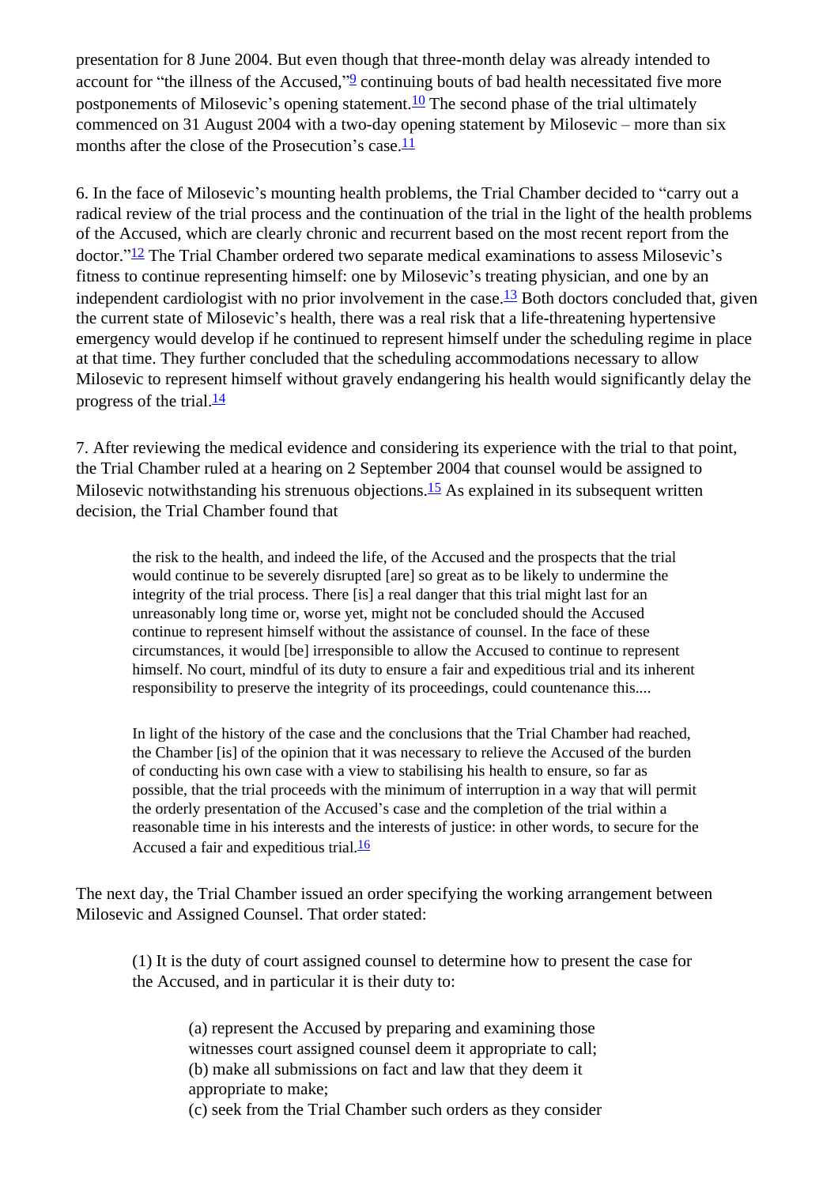presentation for 8 June 2004. But even though that three-month delay was already intended to account for "the illness of the Accused,"[9] continuing bouts of bad health necessitated five more postponements of Milosevic's opening statement.[10] The second phase of the trial ultimately commenced on 31 August 2004 with a two-day opening statement by Milosevic – more than six months after the close of the Prosecution's case.[11]

6. In the face of Milosevic's mounting health problems, the Trial Chamber decided to "carry out a radical review of the trial process and the continuation of the trial in the light of the health problems of the Accused, which are clearly chronic and recurrent based on the most recent report from the doctor."[12] The Trial Chamber ordered two separate medical examinations to assess Milosevic's fitness to continue representing himself: one by Milosevic's treating physician, and one by an independent cardiologist with no prior involvement in the case.[13] Both doctors concluded that, given the current state of Milosevic's health, there was a real risk that a life-threatening hypertensive emergency would develop if he continued to represent himself under the scheduling regime in place at that time. They further concluded that the scheduling accommodations necessary to allow Milosevic to represent himself without gravely endangering his health would significantly delay the progress of the trial.[14]

7. After reviewing the medical evidence and considering its experience with the trial to that point, the Trial Chamber ruled at a hearing on 2 September 2004 that counsel would be assigned to Milosevic notwithstanding his strenuous objections.[15] As explained in its subsequent written decision, the Trial Chamber found that

> the risk to the health, and indeed the life, of the Accused and the prospects that the trial would continue to be severely disrupted [are] so great as to be likely to undermine the integrity of the trial process. There [is] a real danger that this trial might last for an unreasonably long time or, worse yet, might not be concluded should the Accused continue to represent himself without the assistance of counsel. In the face of these circumstances, it would [be] irresponsible to allow the Accused to continue to represent himself. No court, mindful of its duty to ensure a fair and expeditious trial and its inherent responsibility to preserve the integrity of its proceedings, could countenance this....
>
> In light of the history of the case and the conclusions that the Trial Chamber had reached, the Chamber [is] of the opinion that it was necessary to relieve the Accused of the burden of conducting his own case with a view to stabilising his health to ensure, so far as possible, that the trial proceeds with the minimum of interruption in a way that will permit the orderly presentation of the Accused's case and the completion of the trial within a reasonable time in his interests and the interests of justice: in other words, to secure for the Accused a fair and expeditious trial.[16]

The next day, the Trial Chamber issued an order specifying the working arrangement between Milosevic and Assigned Counsel. That order stated:

> (1) It is the duty of court assigned counsel to determine how to present the case for the Accused, and in particular it is their duty to:
>
> > (a) represent the Accused by preparing and examining those witnesses court assigned counsel deem it appropriate to call;
> > (b) make all submissions on fact and law that they deem it appropriate to make;
> > (c) seek from the Trial Chamber such orders as they consider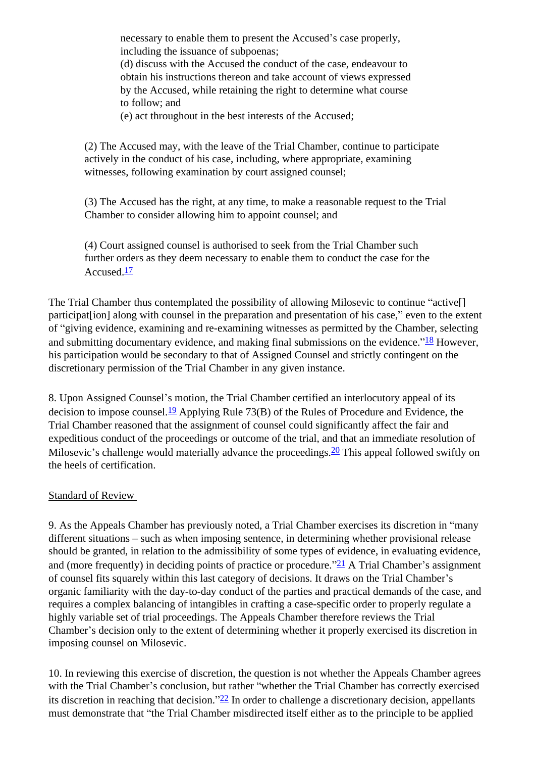necessary to enable them to present the Accused's case properly, including the issuance of subpoenas;
(d) discuss with the Accused the conduct of the case, endeavour to obtain his instructions thereon and take account of views expressed by the Accused, while retaining the right to determine what course to follow; and
(e) act throughout in the best interests of the Accused;

> (2) The Accused may, with the leave of the Trial Chamber, continue to participate actively in the conduct of his case, including, where appropriate, examining witnesses, following examination by court assigned counsel;
>
> (3) The Accused has the right, at any time, to make a reasonable request to the Trial Chamber to consider allowing him to appoint counsel; and
>
> (4) Court assigned counsel is authorised to seek from the Trial Chamber such further orders as they deem necessary to enable them to conduct the case for the Accused.[17]

The Trial Chamber thus contemplated the possibility of allowing Milosevic to continue "active[] participat[ion] along with counsel in the preparation and presentation of his case," even to the extent of "giving evidence, examining and re-examining witnesses as permitted by the Chamber, selecting and submitting documentary evidence, and making final submissions on the evidence."[18] However, his participation would be secondary to that of Assigned Counsel and strictly contingent on the discretionary permission of the Trial Chamber in any given instance.

8. Upon Assigned Counsel's motion, the Trial Chamber certified an interlocutory appeal of its decision to impose counsel.[19] Applying Rule 73(B) of the Rules of Procedure and Evidence, the Trial Chamber reasoned that the assignment of counsel could significantly affect the fair and expeditious conduct of the proceedings or outcome of the trial, and that an immediate resolution of Milosevic's challenge would materially advance the proceedings.[20] This appeal followed swiftly on the heels of certification.

Standard of Review

9. As the Appeals Chamber has previously noted, a Trial Chamber exercises its discretion in "many different situations – such as when imposing sentence, in determining whether provisional release should be granted, in relation to the admissibility of some types of evidence, in evaluating evidence, and (more frequently) in deciding points of practice or procedure."[21] A Trial Chamber's assignment of counsel fits squarely within this last category of decisions. It draws on the Trial Chamber's organic familiarity with the day-to-day conduct of the parties and practical demands of the case, and requires a complex balancing of intangibles in crafting a case-specific order to properly regulate a highly variable set of trial proceedings. The Appeals Chamber therefore reviews the Trial Chamber's decision only to the extent of determining whether it properly exercised its discretion in imposing counsel on Milosevic.

10. In reviewing this exercise of discretion, the question is not whether the Appeals Chamber agrees with the Trial Chamber's conclusion, but rather "whether the Trial Chamber has correctly exercised its discretion in reaching that decision."[22] In order to challenge a discretionary decision, appellants must demonstrate that "the Trial Chamber misdirected itself either as to the principle to be applied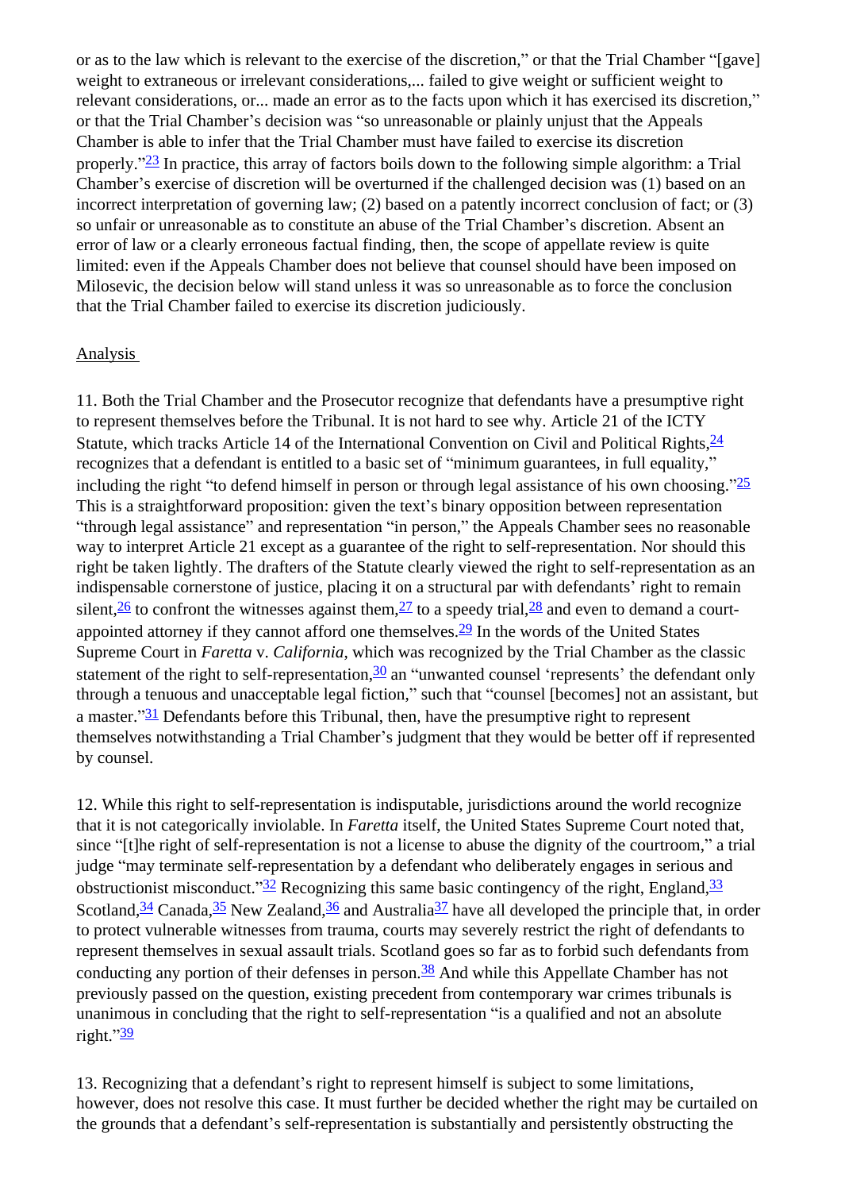or as to the law which is relevant to the exercise of the discretion," or that the Trial Chamber "[gave] weight to extraneous or irrelevant considerations,... failed to give weight or sufficient weight to relevant considerations, or... made an error as to the facts upon which it has exercised its discretion," or that the Trial Chamber's decision was "so unreasonable or plainly unjust that the Appeals Chamber is able to infer that the Trial Chamber must have failed to exercise its discretion properly."[23] In practice, this array of factors boils down to the following simple algorithm: a Trial Chamber's exercise of discretion will be overturned if the challenged decision was (1) based on an incorrect interpretation of governing law; (2) based on a patently incorrect conclusion of fact; or (3) so unfair or unreasonable as to constitute an abuse of the Trial Chamber's discretion. Absent an error of law or a clearly erroneous factual finding, then, the scope of appellate review is quite limited: even if the Appeals Chamber does not believe that counsel should have been imposed on Milosevic, the decision below will stand unless it was so unreasonable as to force the conclusion that the Trial Chamber failed to exercise its discretion judiciously.

Analysis

11. Both the Trial Chamber and the Prosecutor recognize that defendants have a presumptive right to represent themselves before the Tribunal. It is not hard to see why. Article 21 of the ICTY Statute, which tracks Article 14 of the International Convention on Civil and Political Rights,[24] recognizes that a defendant is entitled to a basic set of "minimum guarantees, in full equality," including the right "to defend himself in person or through legal assistance of his own choosing."[25] This is a straightforward proposition: given the text's binary opposition between representation "through legal assistance" and representation "in person," the Appeals Chamber sees no reasonable way to interpret Article 21 except as a guarantee of the right to self-representation. Nor should this right be taken lightly. The drafters of the Statute clearly viewed the right to self-representation as an indispensable cornerstone of justice, placing it on a structural par with defendants' right to remain silent,[26] to confront the witnesses against them,[27] to a speedy trial,[28] and even to demand a court-appointed attorney if they cannot afford one themselves.[29] In the words of the United States Supreme Court in *Faretta* v. *California*, which was recognized by the Trial Chamber as the classic statement of the right to self-representation,[30] an "unwanted counsel 'represents' the defendant only through a tenuous and unacceptable legal fiction," such that "counsel [becomes] not an assistant, but a master."[31] Defendants before this Tribunal, then, have the presumptive right to represent themselves notwithstanding a Trial Chamber's judgment that they would be better off if represented by counsel.

12. While this right to self-representation is indisputable, jurisdictions around the world recognize that it is not categorically inviolable. In *Faretta* itself, the United States Supreme Court noted that, since "[t]he right of self-representation is not a license to abuse the dignity of the courtroom," a trial judge "may terminate self-representation by a defendant who deliberately engages in serious and obstructionist misconduct."[32] Recognizing this same basic contingency of the right, England,[33] Scotland,[34] Canada,[35] New Zealand,[36] and Australia[37] have all developed the principle that, in order to protect vulnerable witnesses from trauma, courts may severely restrict the right of defendants to represent themselves in sexual assault trials. Scotland goes so far as to forbid such defendants from conducting any portion of their defenses in person.[38] And while this Appellate Chamber has not previously passed on the question, existing precedent from contemporary war crimes tribunals is unanimous in concluding that the right to self-representation "is a qualified and not an absolute right."[39]

13. Recognizing that a defendant's right to represent himself is subject to some limitations, however, does not resolve this case. It must further be decided whether the right may be curtailed on the grounds that a defendant's self-representation is substantially and persistently obstructing the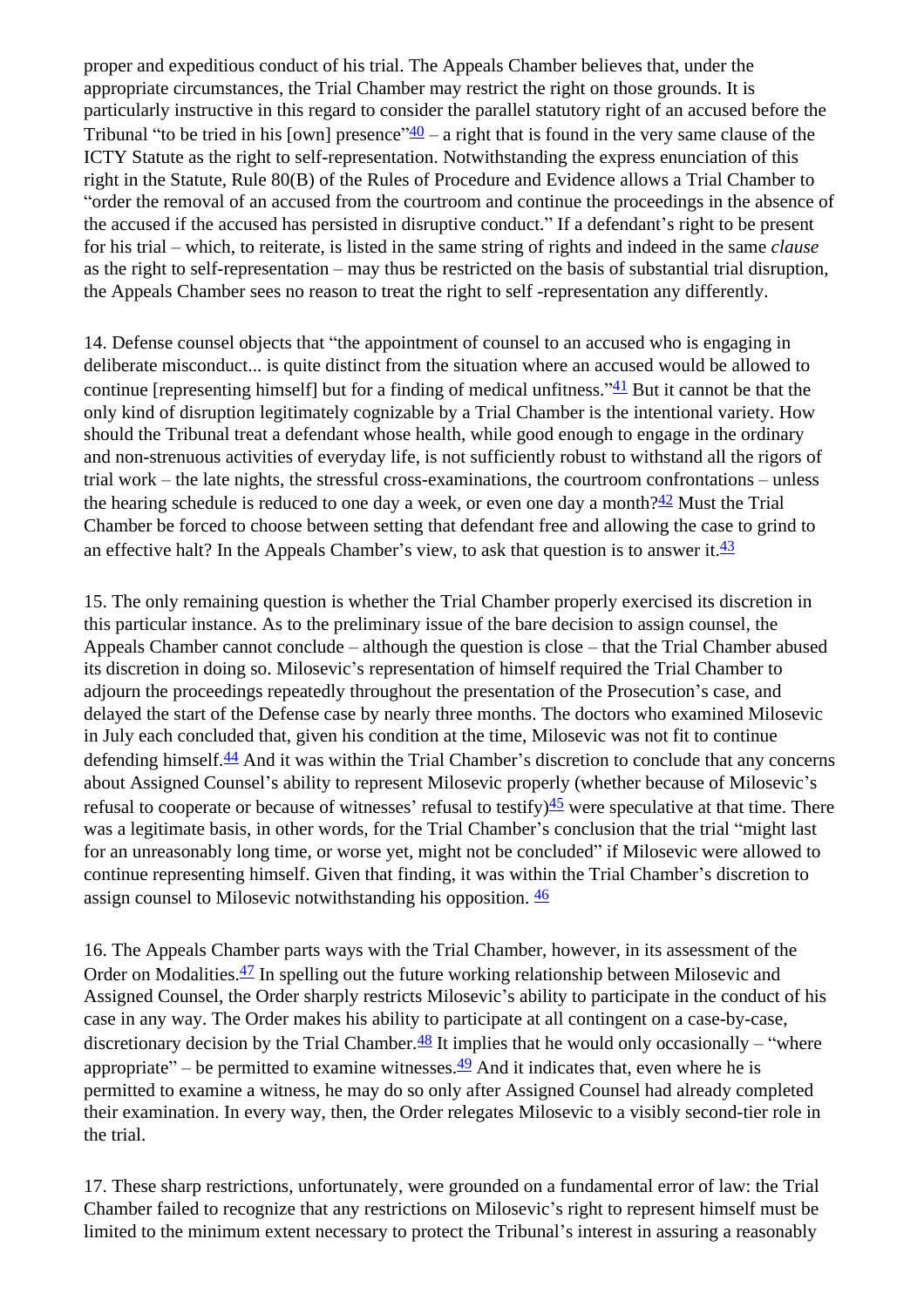proper and expeditious conduct of his trial. The Appeals Chamber believes that, under the appropriate circumstances, the Trial Chamber may restrict the right on those grounds. It is particularly instructive in this regard to consider the parallel statutory right of an accused before the Tribunal "to be tried in his [own] presence"[40] – a right that is found in the very same clause of the ICTY Statute as the right to self-representation. Notwithstanding the express enunciation of this right in the Statute, Rule 80(B) of the Rules of Procedure and Evidence allows a Trial Chamber to "order the removal of an accused from the courtroom and continue the proceedings in the absence of the accused if the accused has persisted in disruptive conduct." If a defendant's right to be present for his trial – which, to reiterate, is listed in the same string of rights and indeed in the same *clause* as the right to self-representation – may thus be restricted on the basis of substantial trial disruption, the Appeals Chamber sees no reason to treat the right to self -representation any differently.

14. Defense counsel objects that "the appointment of counsel to an accused who is engaging in deliberate misconduct... is quite distinct from the situation where an accused would be allowed to continue [representing himself] but for a finding of medical unfitness."[41] But it cannot be that the only kind of disruption legitimately cognizable by a Trial Chamber is the intentional variety. How should the Tribunal treat a defendant whose health, while good enough to engage in the ordinary and non-strenuous activities of everyday life, is not sufficiently robust to withstand all the rigors of trial work – the late nights, the stressful cross-examinations, the courtroom confrontations – unless the hearing schedule is reduced to one day a week, or even one day a month?[42] Must the Trial Chamber be forced to choose between setting that defendant free and allowing the case to grind to an effective halt? In the Appeals Chamber's view, to ask that question is to answer it.[43]

15. The only remaining question is whether the Trial Chamber properly exercised its discretion in this particular instance. As to the preliminary issue of the bare decision to assign counsel, the Appeals Chamber cannot conclude – although the question is close – that the Trial Chamber abused its discretion in doing so. Milosevic's representation of himself required the Trial Chamber to adjourn the proceedings repeatedly throughout the presentation of the Prosecution's case, and delayed the start of the Defense case by nearly three months. The doctors who examined Milosevic in July each concluded that, given his condition at the time, Milosevic was not fit to continue defending himself.[44] And it was within the Trial Chamber's discretion to conclude that any concerns about Assigned Counsel's ability to represent Milosevic properly (whether because of Milosevic's refusal to cooperate or because of witnesses' refusal to testify)[45] were speculative at that time. There was a legitimate basis, in other words, for the Trial Chamber's conclusion that the trial "might last for an unreasonably long time, or worse yet, might not be concluded" if Milosevic were allowed to continue representing himself. Given that finding, it was within the Trial Chamber's discretion to assign counsel to Milosevic notwithstanding his opposition. [46]

16. The Appeals Chamber parts ways with the Trial Chamber, however, in its assessment of the Order on Modalities.[47] In spelling out the future working relationship between Milosevic and Assigned Counsel, the Order sharply restricts Milosevic's ability to participate in the conduct of his case in any way. The Order makes his ability to participate at all contingent on a case-by-case, discretionary decision by the Trial Chamber.[48] It implies that he would only occasionally – "where appropriate" – be permitted to examine witnesses.[49] And it indicates that, even where he is permitted to examine a witness, he may do so only after Assigned Counsel had already completed their examination. In every way, then, the Order relegates Milosevic to a visibly second-tier role in the trial.

17. These sharp restrictions, unfortunately, were grounded on a fundamental error of law: the Trial Chamber failed to recognize that any restrictions on Milosevic's right to represent himself must be limited to the minimum extent necessary to protect the Tribunal's interest in assuring a reasonably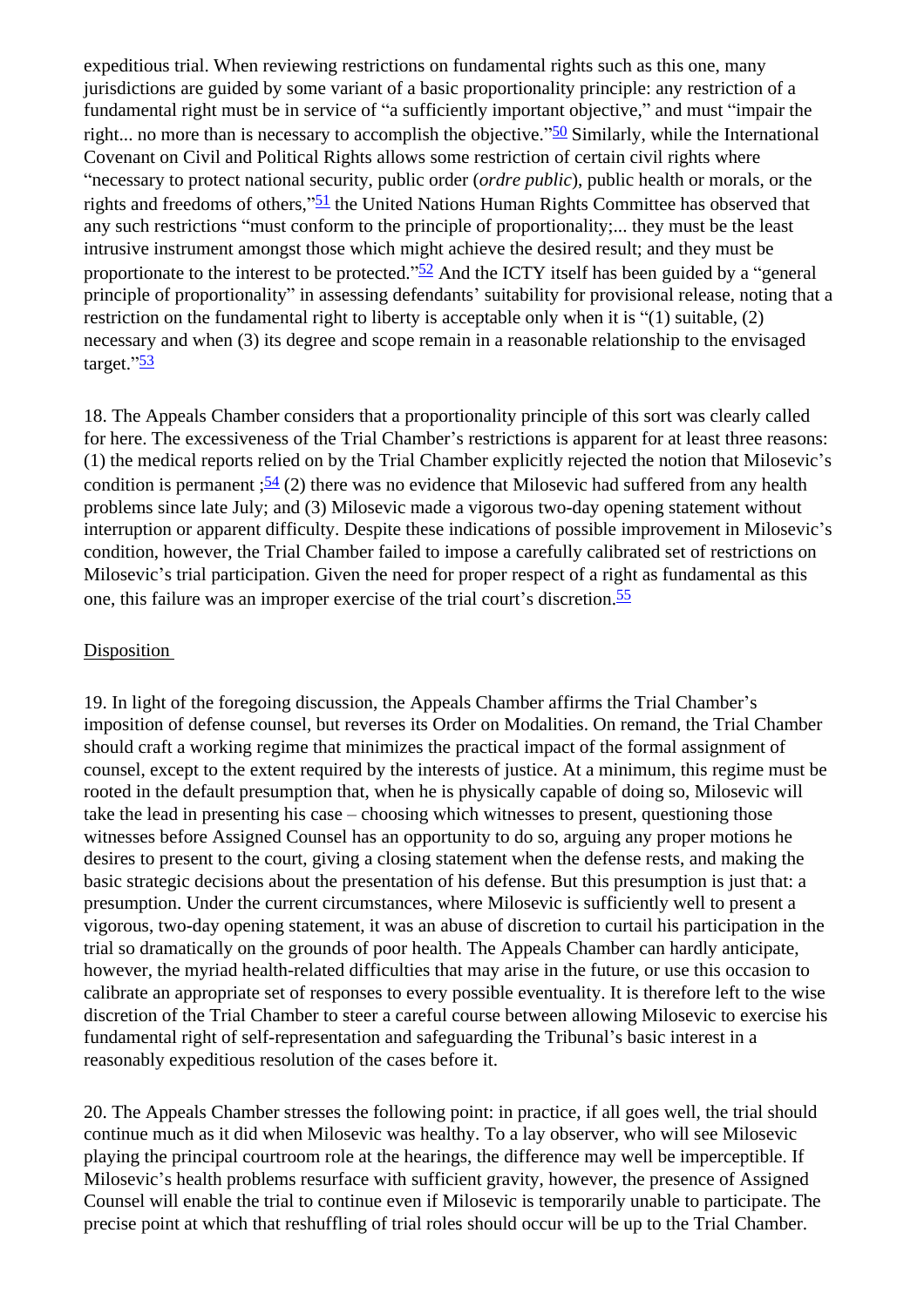expeditious trial. When reviewing restrictions on fundamental rights such as this one, many jurisdictions are guided by some variant of a basic proportionality principle: any restriction of a fundamental right must be in service of "a sufficiently important objective," and must "impair the right... no more than is necessary to accomplish the objective."[50] Similarly, while the International Covenant on Civil and Political Rights allows some restriction of certain civil rights where "necessary to protect national security, public order (*ordre public*), public health or morals, or the rights and freedoms of others,"[51] the United Nations Human Rights Committee has observed that any such restrictions "must conform to the principle of proportionality;... they must be the least intrusive instrument amongst those which might achieve the desired result; and they must be proportionate to the interest to be protected."[52] And the ICTY itself has been guided by a "general principle of proportionality" in assessing defendants' suitability for provisional release, noting that a restriction on the fundamental right to liberty is acceptable only when it is "(1) suitable, (2) necessary and when (3) its degree and scope remain in a reasonable relationship to the envisaged target."[53]

18. The Appeals Chamber considers that a proportionality principle of this sort was clearly called for here. The excessiveness of the Trial Chamber's restrictions is apparent for at least three reasons: (1) the medical reports relied on by the Trial Chamber explicitly rejected the notion that Milosevic's condition is permanent ;[54] (2) there was no evidence that Milosevic had suffered from any health problems since late July; and (3) Milosevic made a vigorous two-day opening statement without interruption or apparent difficulty. Despite these indications of possible improvement in Milosevic's condition, however, the Trial Chamber failed to impose a carefully calibrated set of restrictions on Milosevic's trial participation. Given the need for proper respect of a right as fundamental as this one, this failure was an improper exercise of the trial court's discretion.[55]

Disposition

19. In light of the foregoing discussion, the Appeals Chamber affirms the Trial Chamber's imposition of defense counsel, but reverses its Order on Modalities. On remand, the Trial Chamber should craft a working regime that minimizes the practical impact of the formal assignment of counsel, except to the extent required by the interests of justice. At a minimum, this regime must be rooted in the default presumption that, when he is physically capable of doing so, Milosevic will take the lead in presenting his case – choosing which witnesses to present, questioning those witnesses before Assigned Counsel has an opportunity to do so, arguing any proper motions he desires to present to the court, giving a closing statement when the defense rests, and making the basic strategic decisions about the presentation of his defense. But this presumption is just that: a presumption. Under the current circumstances, where Milosevic is sufficiently well to present a vigorous, two-day opening statement, it was an abuse of discretion to curtail his participation in the trial so dramatically on the grounds of poor health. The Appeals Chamber can hardly anticipate, however, the myriad health-related difficulties that may arise in the future, or use this occasion to calibrate an appropriate set of responses to every possible eventuality. It is therefore left to the wise discretion of the Trial Chamber to steer a careful course between allowing Milosevic to exercise his fundamental right of self-representation and safeguarding the Tribunal's basic interest in a reasonably expeditious resolution of the cases before it.

20. The Appeals Chamber stresses the following point: in practice, if all goes well, the trial should continue much as it did when Milosevic was healthy. To a lay observer, who will see Milosevic playing the principal courtroom role at the hearings, the difference may well be imperceptible. If Milosevic's health problems resurface with sufficient gravity, however, the presence of Assigned Counsel will enable the trial to continue even if Milosevic is temporarily unable to participate. The precise point at which that reshuffling of trial roles should occur will be up to the Trial Chamber.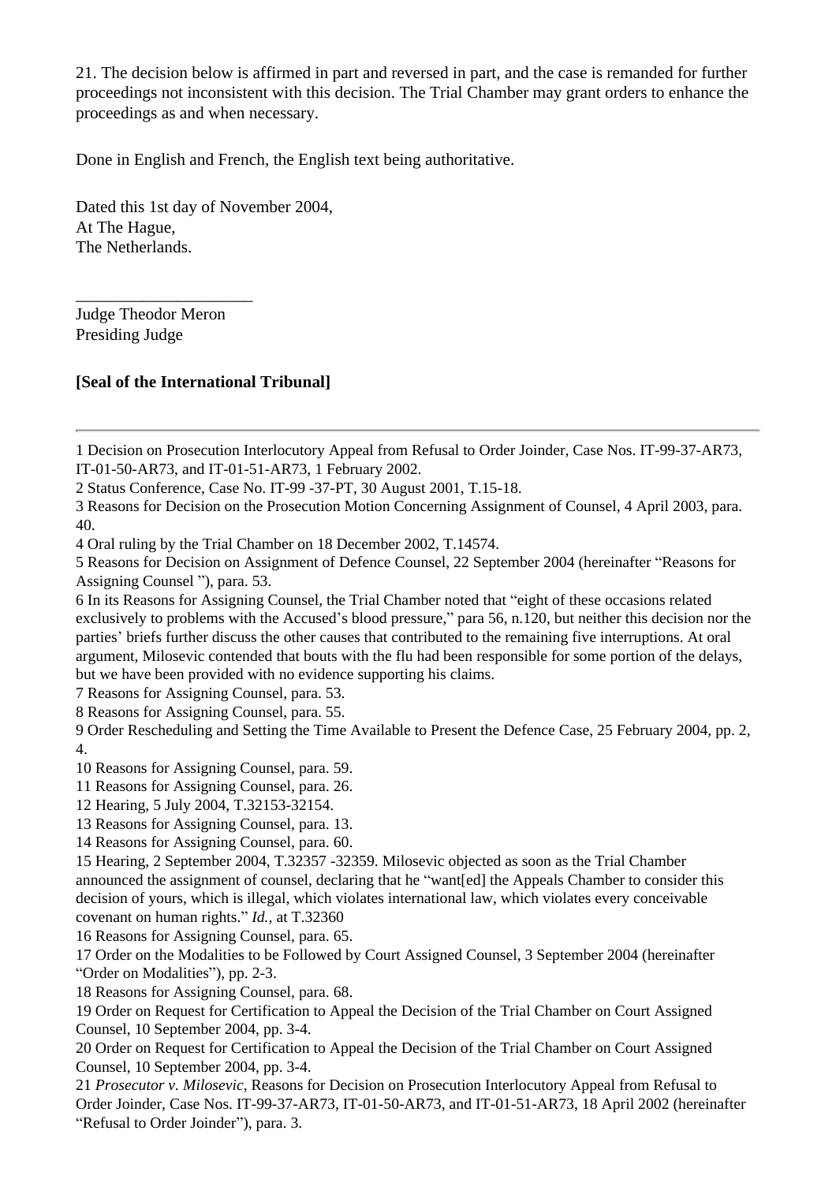21. The decision below is affirmed in part and reversed in part, and the case is remanded for further proceedings not inconsistent with this decision. The Trial Chamber may grant orders to enhance the proceedings as and when necessary.

Done in English and French, the English text being authoritative.

Dated this 1st day of November 2004,
At The Hague,
The Netherlands.

_____________________
Judge Theodor Meron
Presiding Judge

**[Seal of the International Tribunal]**

---

1 Decision on Prosecution Interlocutory Appeal from Refusal to Order Joinder, Case Nos. IT-99-37-AR73, IT-01-50-AR73, and IT-01-51-AR73, 1 February 2002.

2 Status Conference, Case No. IT-99 -37-PT, 30 August 2001, T.15-18.

3 Reasons for Decision on the Prosecution Motion Concerning Assignment of Counsel, 4 April 2003, para. 40.

4 Oral ruling by the Trial Chamber on 18 December 2002, T.14574.

5 Reasons for Decision on Assignment of Defence Counsel, 22 September 2004 (hereinafter "Reasons for Assigning Counsel "), para. 53.

6 In its Reasons for Assigning Counsel, the Trial Chamber noted that "eight of these occasions related exclusively to problems with the Accused's blood pressure," para 56, n.120, but neither this decision nor the parties' briefs further discuss the other causes that contributed to the remaining five interruptions. At oral argument, Milosevic contended that bouts with the flu had been responsible for some portion of the delays, but we have been provided with no evidence supporting his claims.

7 Reasons for Assigning Counsel, para. 53.

8 Reasons for Assigning Counsel, para. 55.

9 Order Rescheduling and Setting the Time Available to Present the Defence Case, 25 February 2004, pp. 2, 4.

10 Reasons for Assigning Counsel, para. 59.

11 Reasons for Assigning Counsel, para. 26.

12 Hearing, 5 July 2004, T.32153-32154.

13 Reasons for Assigning Counsel, para. 13.

14 Reasons for Assigning Counsel, para. 60.

15 Hearing, 2 September 2004, T.32357 -32359. Milosevic objected as soon as the Trial Chamber announced the assignment of counsel, declaring that he "want[ed] the Appeals Chamber to consider this decision of yours, which is illegal, which violates international law, which violates every conceivable covenant on human rights." *Id.,* at T.32360

16 Reasons for Assigning Counsel, para. 65.

17 Order on the Modalities to be Followed by Court Assigned Counsel, 3 September 2004 (hereinafter "Order on Modalities"), pp. 2-3.

18 Reasons for Assigning Counsel, para. 68.

19 Order on Request for Certification to Appeal the Decision of the Trial Chamber on Court Assigned Counsel, 10 September 2004, pp. 3-4.

20 Order on Request for Certification to Appeal the Decision of the Trial Chamber on Court Assigned Counsel, 10 September 2004, pp. 3-4.

21 *Prosecutor v. Milosevic*, Reasons for Decision on Prosecution Interlocutory Appeal from Refusal to Order Joinder, Case Nos. IT-99-37-AR73, IT-01-50-AR73, and IT-01-51-AR73, 18 April 2002 (hereinafter "Refusal to Order Joinder"), para. 3.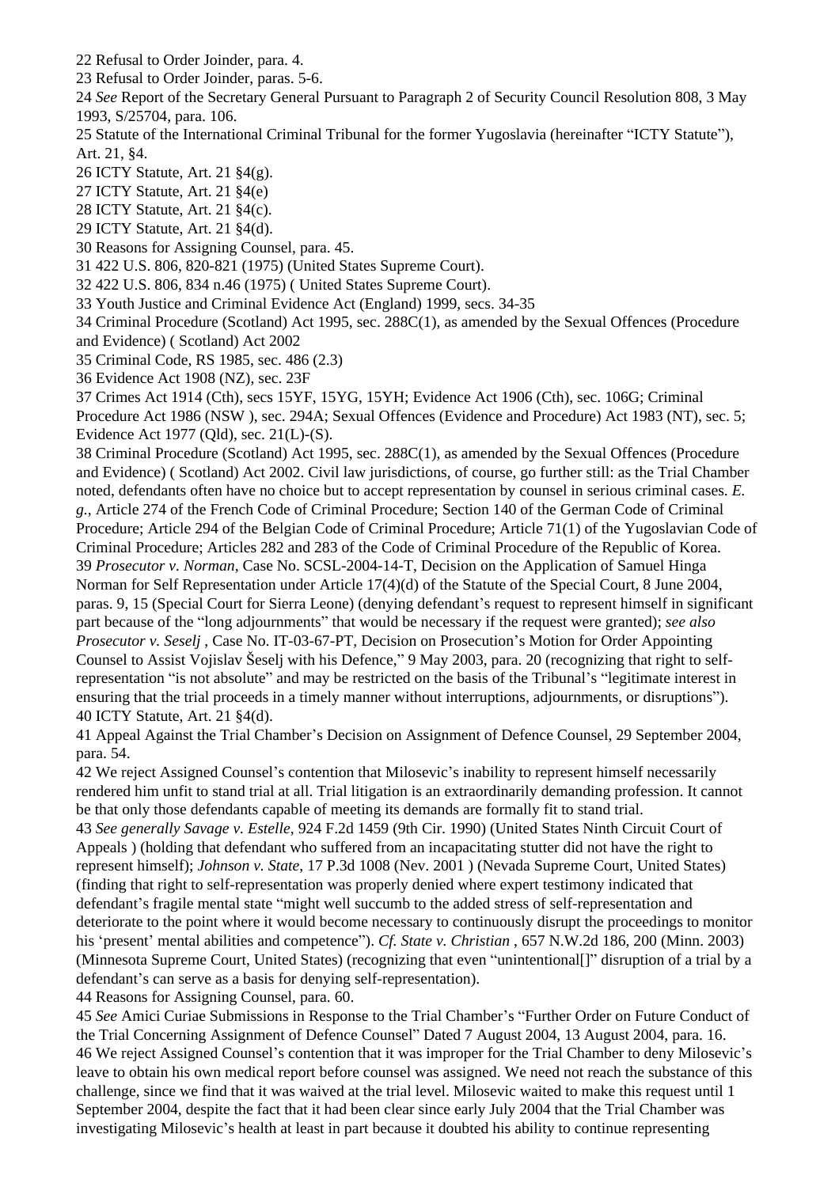22 Refusal to Order Joinder, para. 4.

23 Refusal to Order Joinder, paras. 5-6.

24 *See* Report of the Secretary General Pursuant to Paragraph 2 of Security Council Resolution 808, 3 May 1993, S/25704, para. 106.

25 Statute of the International Criminal Tribunal for the former Yugoslavia (hereinafter "ICTY Statute"), Art. 21, §4.

26 ICTY Statute, Art. 21 §4(g).

27 ICTY Statute, Art. 21 §4(e)

28 ICTY Statute, Art. 21 §4(c).

29 ICTY Statute, Art. 21 §4(d).

30 Reasons for Assigning Counsel, para. 45.

31 422 U.S. 806, 820-821 (1975) (United States Supreme Court).

32 422 U.S. 806, 834 n.46 (1975) ( United States Supreme Court).

33 Youth Justice and Criminal Evidence Act (England) 1999, secs. 34-35

34 Criminal Procedure (Scotland) Act 1995, sec. 288C(1), as amended by the Sexual Offences (Procedure and Evidence) ( Scotland) Act 2002

35 Criminal Code, RS 1985, sec. 486 (2.3)

36 Evidence Act 1908 (NZ), sec. 23F

37 Crimes Act 1914 (Cth), secs 15YF, 15YG, 15YH; Evidence Act 1906 (Cth), sec. 106G; Criminal Procedure Act 1986 (NSW ), sec. 294A; Sexual Offences (Evidence and Procedure) Act 1983 (NT), sec. 5; Evidence Act 1977 (Qld), sec. 21(L)-(S).

38 Criminal Procedure (Scotland) Act 1995, sec. 288C(1), as amended by the Sexual Offences (Procedure and Evidence) ( Scotland) Act 2002. Civil law jurisdictions, of course, go further still: as the Trial Chamber noted, defendants often have no choice but to accept representation by counsel in serious criminal cases. *E. g.*, Article 274 of the French Code of Criminal Procedure; Section 140 of the German Code of Criminal Procedure; Article 294 of the Belgian Code of Criminal Procedure; Article 71(1) of the Yugoslavian Code of Criminal Procedure; Articles 282 and 283 of the Code of Criminal Procedure of the Republic of Korea.

39 *Prosecutor v. Norman*, Case No. SCSL-2004-14-T, Decision on the Application of Samuel Hinga Norman for Self Representation under Article 17(4)(d) of the Statute of the Special Court, 8 June 2004, paras. 9, 15 (Special Court for Sierra Leone) (denying defendant's request to represent himself in significant part because of the "long adjournments" that would be necessary if the request were granted); *see also Prosecutor v. Seselj* , Case No. IT-03-67-PT, Decision on Prosecution's Motion for Order Appointing Counsel to Assist Vojislav Šešelj with his Defence," 9 May 2003, para. 20 (recognizing that right to self-representation "is not absolute" and may be restricted on the basis of the Tribunal's "legitimate interest in ensuring that the trial proceeds in a timely manner without interruptions, adjournments, or disruptions").

40 ICTY Statute, Art. 21 §4(d).

41 Appeal Against the Trial Chamber's Decision on Assignment of Defence Counsel, 29 September 2004, para. 54.

42 We reject Assigned Counsel's contention that Milosevic's inability to represent himself necessarily rendered him unfit to stand trial at all. Trial litigation is an extraordinarily demanding profession. It cannot be that only those defendants capable of meeting its demands are formally fit to stand trial.

43 *See generally Savage v. Estelle*, 924 F.2d 1459 (9th Cir. 1990) (United States Ninth Circuit Court of Appeals ) (holding that defendant who suffered from an incapacitating stutter did not have the right to represent himself); *Johnson v. State*, 17 P.3d 1008 (Nev. 2001 ) (Nevada Supreme Court, United States) (finding that right to self-representation was properly denied where expert testimony indicated that defendant's fragile mental state "might well succumb to the added stress of self-representation and deteriorate to the point where it would become necessary to continuously disrupt the proceedings to monitor his 'present' mental abilities and competence"). *Cf. State v. Christian* , 657 N.W.2d 186, 200 (Minn. 2003) (Minnesota Supreme Court, United States) (recognizing that even "unintentional[]" disruption of a trial by a defendant's can serve as a basis for denying self-representation).

44 Reasons for Assigning Counsel, para. 60.

45 *See* Amici Curiae Submissions in Response to the Trial Chamber's "Further Order on Future Conduct of the Trial Concerning Assignment of Defence Counsel" Dated 7 August 2004, 13 August 2004, para. 16.

46 We reject Assigned Counsel's contention that it was improper for the Trial Chamber to deny Milosevic's leave to obtain his own medical report before counsel was assigned. We need not reach the substance of this challenge, since we find that it was waived at the trial level. Milosevic waited to make this request until 1 September 2004, despite the fact that it had been clear since early July 2004 that the Trial Chamber was investigating Milosevic's health at least in part because it doubted his ability to continue representing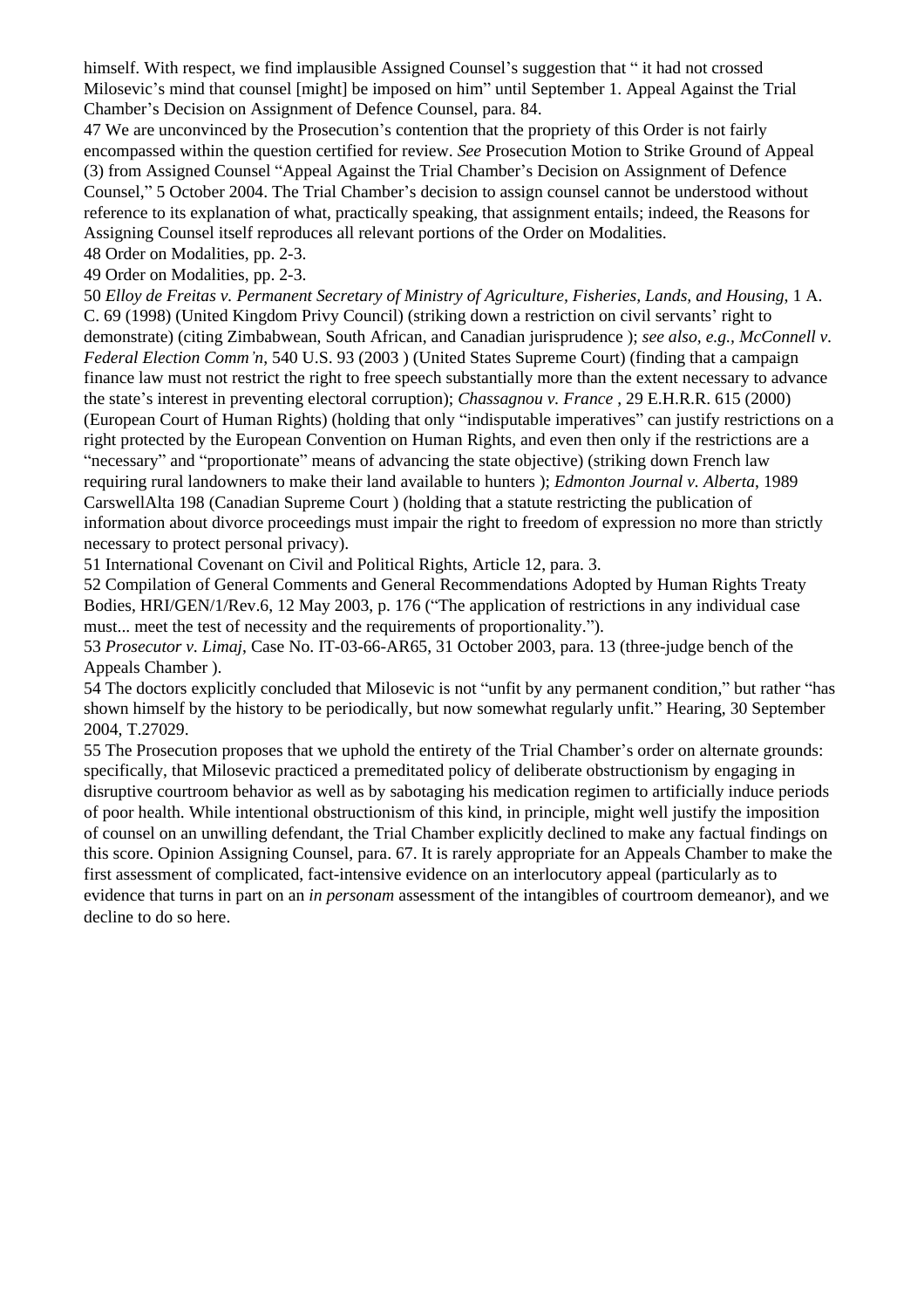himself. With respect, we find implausible Assigned Counsel's suggestion that " it had not crossed Milosevic's mind that counsel [might] be imposed on him" until September 1. Appeal Against the Trial Chamber's Decision on Assignment of Defence Counsel, para. 84.

47 We are unconvinced by the Prosecution's contention that the propriety of this Order is not fairly encompassed within the question certified for review. *See* Prosecution Motion to Strike Ground of Appeal (3) from Assigned Counsel "Appeal Against the Trial Chamber's Decision on Assignment of Defence Counsel," 5 October 2004. The Trial Chamber's decision to assign counsel cannot be understood without reference to its explanation of what, practically speaking, that assignment entails; indeed, the Reasons for Assigning Counsel itself reproduces all relevant portions of the Order on Modalities.

48 Order on Modalities, pp. 2-3.

49 Order on Modalities, pp. 2-3.

50 *Elloy de Freitas v. Permanent Secretary of Ministry of Agriculture, Fisheries, Lands, and Housing*, 1 A. C. 69 (1998) (United Kingdom Privy Council) (striking down a restriction on civil servants' right to demonstrate) (citing Zimbabwean, South African, and Canadian jurisprudence ); *see also, e.g., McConnell v. Federal Election Comm'n*, 540 U.S. 93 (2003 ) (United States Supreme Court) (finding that a campaign finance law must not restrict the right to free speech substantially more than the extent necessary to advance the state's interest in preventing electoral corruption); *Chassagnou v. France* , 29 E.H.R.R. 615 (2000) (European Court of Human Rights) (holding that only "indisputable imperatives" can justify restrictions on a right protected by the European Convention on Human Rights, and even then only if the restrictions are a "necessary" and "proportionate" means of advancing the state objective) (striking down French law requiring rural landowners to make their land available to hunters ); *Edmonton Journal v. Alberta*, 1989 CarswellAlta 198 (Canadian Supreme Court ) (holding that a statute restricting the publication of information about divorce proceedings must impair the right to freedom of expression no more than strictly necessary to protect personal privacy).

51 International Covenant on Civil and Political Rights, Article 12, para. 3.

52 Compilation of General Comments and General Recommendations Adopted by Human Rights Treaty Bodies, HRI/GEN/1/Rev.6, 12 May 2003, p. 176 ("The application of restrictions in any individual case must... meet the test of necessity and the requirements of proportionality.").

53 *Prosecutor v. Limaj*, Case No. IT-03-66-AR65, 31 October 2003, para. 13 (three-judge bench of the Appeals Chamber ).

54 The doctors explicitly concluded that Milosevic is not "unfit by any permanent condition," but rather "has shown himself by the history to be periodically, but now somewhat regularly unfit." Hearing, 30 September 2004, T.27029.

55 The Prosecution proposes that we uphold the entirety of the Trial Chamber's order on alternate grounds: specifically, that Milosevic practiced a premeditated policy of deliberate obstructionism by engaging in disruptive courtroom behavior as well as by sabotaging his medication regimen to artificially induce periods of poor health. While intentional obstructionism of this kind, in principle, might well justify the imposition of counsel on an unwilling defendant, the Trial Chamber explicitly declined to make any factual findings on this score. Opinion Assigning Counsel, para. 67. It is rarely appropriate for an Appeals Chamber to make the first assessment of complicated, fact-intensive evidence on an interlocutory appeal (particularly as to evidence that turns in part on an *in personam* assessment of the intangibles of courtroom demeanor), and we decline to do so here.